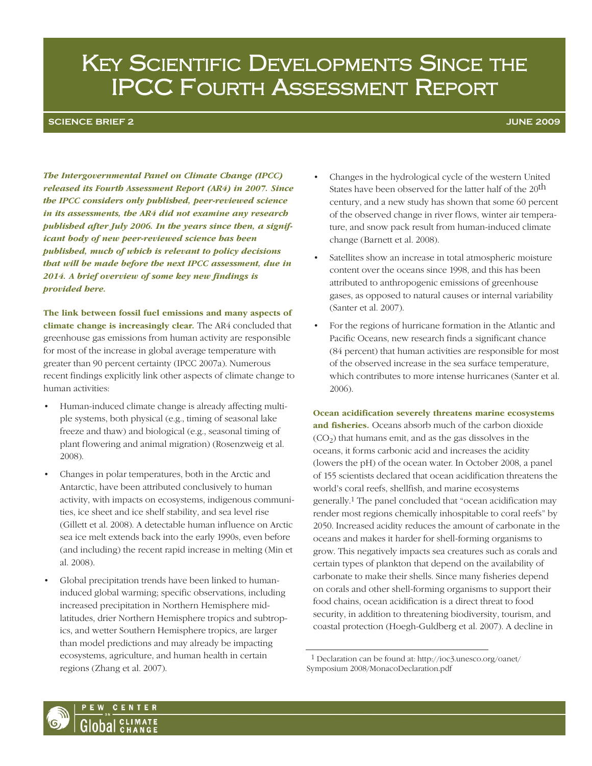# Key Scientific Developments Since the IPCC Fourth Assessment Report

**SCIENCE BRIEF 2** **JUNE 2009**

***The Intergovernmental Panel on Climate Change (IPCC) released its Fourth Assessment Report (AR4) in 2007. Since the IPCC considers only published, peer-reviewed science in its assessments, the AR4 did not examine any research published after July 2006. In the years since then, a significant body of new peer-reviewed science has been published, much of which is relevant to policy decisions that will be made before the next IPCC assessment, due in 2014. A brief overview of some key new findings is provided here.***

**The link between fossil fuel emissions and many aspects of climate change is increasingly clear.** The AR4 concluded that greenhouse gas emissions from human activity are responsible for most of the increase in global average temperature with greater than 90 percent certainty (IPCC 2007a). Numerous recent findings explicitly link other aspects of climate change to human activities:

- Human-induced climate change is already affecting multiple systems, both physical (e.g., timing of seasonal lake freeze and thaw) and biological (e.g., seasonal timing of plant flowering and animal migration) (Rosenzweig et al. 2008).
- Changes in polar temperatures, both in the Arctic and Antarctic, have been attributed conclusively to human activity, with impacts on ecosystems, indigenous communities, ice sheet and ice shelf stability, and sea level rise (Gillett et al. 2008). A detectable human influence on Arctic sea ice melt extends back into the early 1990s, even before (and including) the recent rapid increase in melting (Min et al. 2008).
- Global precipitation trends have been linked to human-induced global warming; specific observations, including increased precipitation in Northern Hemisphere mid-latitudes, drier Northern Hemisphere tropics and subtropics, and wetter Southern Hemisphere tropics, are larger than model predictions and may already be impacting ecosystems, agriculture, and human health in certain regions (Zhang et al. 2007).
- Changes in the hydrological cycle of the western United States have been observed for the latter half of the 20th century, and a new study has shown that some 60 percent of the observed change in river flows, winter air temperature, and snow pack result from human-induced climate change (Barnett et al. 2008).
- Satellites show an increase in total atmospheric moisture content over the oceans since 1998, and this has been attributed to anthropogenic emissions of greenhouse gases, as opposed to natural causes or internal variability (Santer et al. 2007).
- For the regions of hurricane formation in the Atlantic and Pacific Oceans, new research finds a significant chance (84 percent) that human activities are responsible for most of the observed increase in the sea surface temperature, which contributes to more intense hurricanes (Santer et al. 2006).

**Ocean acidification severely threatens marine ecosystems and fisheries.** Oceans absorb much of the carbon dioxide ($CO_2$) that humans emit, and as the gas dissolves in the oceans, it forms carbonic acid and increases the acidity (lowers the pH) of the ocean water. In October 2008, a panel of 155 scientists declared that ocean acidification threatens the world's coral reefs, shellfish, and marine ecosystems generally.[1] The panel concluded that "ocean acidification may render most regions chemically inhospitable to coral reefs" by 2050. Increased acidity reduces the amount of carbonate in the oceans and makes it harder for shell-forming organisms to grow. This negatively impacts sea creatures such as corals and certain types of plankton that depend on the availability of carbonate to make their shells. Since many fisheries depend on corals and other shell-forming organisms to support their food chains, ocean acidification is a direct threat to food security, in addition to threatening biodiversity, tourism, and coastal protection (Hoegh-Guldberg et al. 2007). A decline in

[1] Declaration can be found at: http://ioc3.unesco.org/oanet/Symposium 2008/MonacoDeclaration.pdf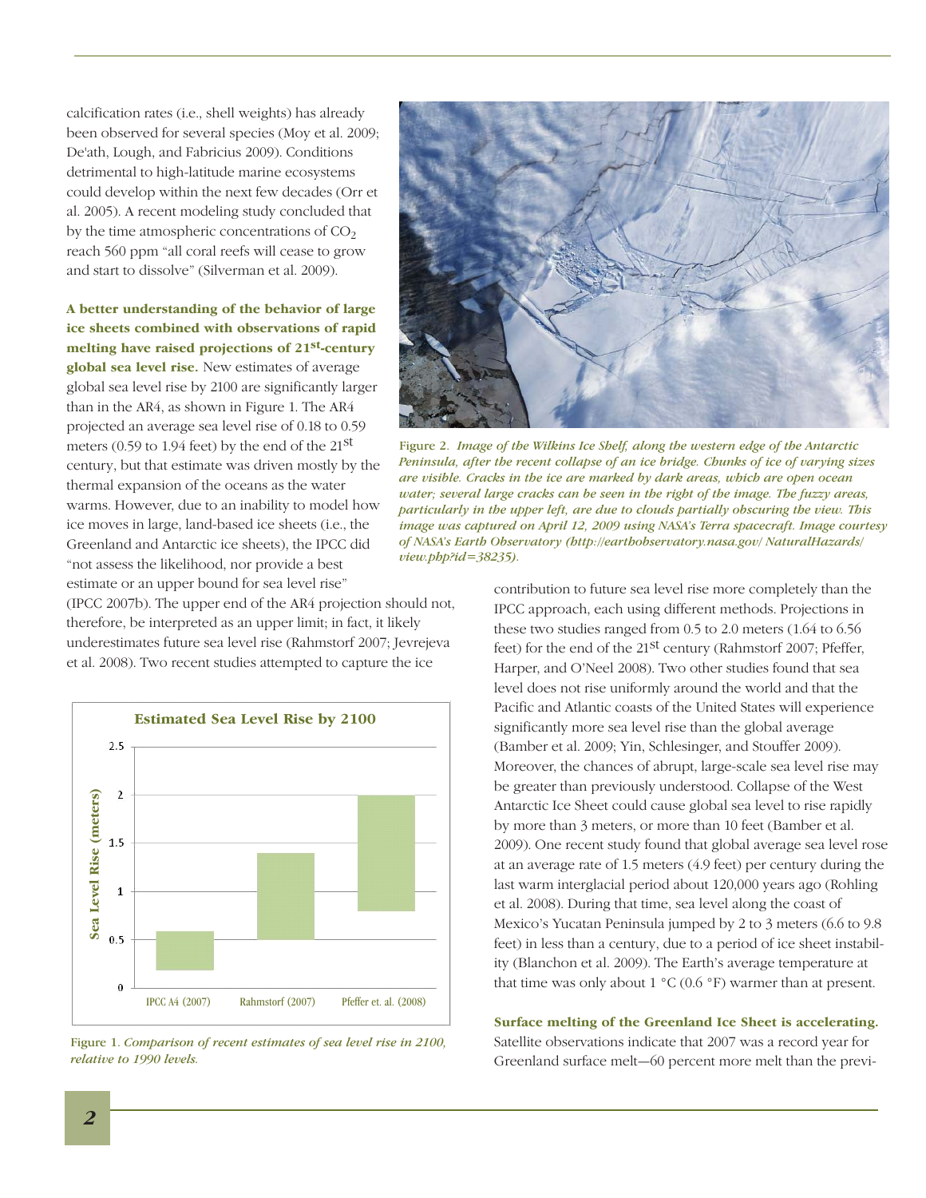calcification rates (i.e., shell weights) has already been observed for several species (Moy et al. 2009; De'ath, Lough, and Fabricius 2009). Conditions detrimental to high-latitude marine ecosystems could develop within the next few decades (Orr et al. 2005). A recent modeling study concluded that by the time atmospheric concentrations of $CO_2$ reach 560 ppm "all coral reefs will cease to grow and start to dissolve" (Silverman et al. 2009).

**A better understanding of the behavior of large ice sheets combined with observations of rapid melting have raised projections of 21st-century global sea level rise.** New estimates of average global sea level rise by 2100 are significantly larger than in the AR4, as shown in Figure 1. The AR4 projected an average sea level rise of 0.18 to 0.59 meters (0.59 to 1.94 feet) by the end of the 21st century, but that estimate was driven mostly by the thermal expansion of the oceans as the water warms. However, due to an inability to model how ice moves in large, land-based ice sheets (i.e., the Greenland and Antarctic ice sheets), the IPCC did "not assess the likelihood, nor provide a best estimate or an upper bound for sea level rise" (IPCC 2007b). The upper end of the AR4 projection should not, therefore, be interpreted as an upper limit; in fact, it likely underestimates future sea level rise (Rahmstorf 2007; Jevrejeva et al. 2008). Two recent studies attempted to capture the ice contribution to future sea level rise more completely than the IPCC approach, each using different methods. Projections in these two studies ranged from 0.5 to 2.0 meters (1.64 to 6.56 feet) for the end of the 21st century (Rahmstorf 2007; Pfeffer, Harper, and O'Neel 2008). Two other studies found that sea level does not rise uniformly around the world and that the Pacific and Atlantic coasts of the United States will experience significantly more sea level rise than the global average (Bamber et al. 2009; Yin, Schlesinger, and Stouffer 2009). Moreover, the chances of abrupt, large-scale sea level rise may be greater than previously understood. Collapse of the West Antarctic Ice Sheet could cause global sea level to rise rapidly by more than 3 meters, or more than 10 feet (Bamber et al. 2009). One recent study found that global average sea level rose at an average rate of 1.5 meters (4.9 feet) per century during the last warm interglacial period about 120,000 years ago (Rohling et al. 2008). During that time, sea level along the coast of Mexico's Yucatan Peninsula jumped by 2 to 3 meters (6.6 to 9.8 feet) in less than a century, due to a period of ice sheet instability (Blanchon et al. 2009). The Earth's average temperature at that time was only about 1 °C (0.6 °F) warmer than at present.

Estimated Sea Level Rise by 2100

Sea Level Rise (meters)

0
0.5
1
1.5
2
2.5

IPCC A4 (2007)
Rahmstorf (2007)
Pfeffer et. al. (2008)

Figure 1. *Comparison of recent estimates of sea level rise in 2100, relative to 1990 levels.*

Figure 2. *Image of the Wilkins Ice Shelf, along the western edge of the Antarctic Peninsula, after the recent collapse of an ice bridge. Chunks of ice of varying sizes are visible. Cracks in the ice are marked by dark areas, which are open ocean water; several large cracks can be seen in the right of the image. The fuzzy areas, particularly in the upper left, are due to clouds partially obscuring the view. This image was captured on April 12, 2009 using NASA's Terra spacecraft. Image courtesy of NASA's Earth Observatory (http://earthobservatory.nasa.gov/ NaturalHazards/ view.php?id=38235).*

**Surface melting of the Greenland Ice Sheet is accelerating.** Satellite observations indicate that 2007 was a record year for Greenland surface melt—60 percent more melt than the previ-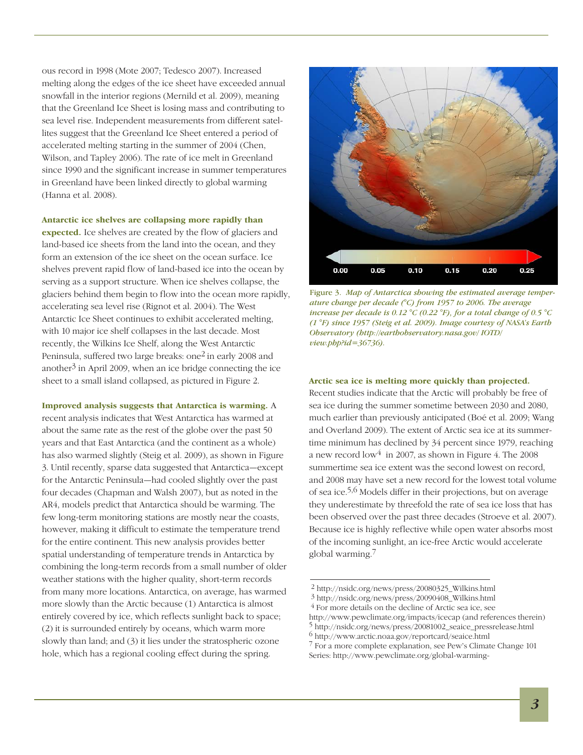ous record in 1998 (Mote 2007; Tedesco 2007). Increased melting along the edges of the ice sheet have exceeded annual snowfall in the interior regions (Mernild et al. 2009), meaning that the Greenland Ice Sheet is losing mass and contributing to sea level rise. Independent measurements from different satellites suggest that the Greenland Ice Sheet entered a period of accelerated melting starting in the summer of 2004 (Chen, Wilson, and Tapley 2006). The rate of ice melt in Greenland since 1990 and the significant increase in summer temperatures in Greenland have been linked directly to global warming (Hanna et al. 2008).

**Antarctic ice shelves are collapsing more rapidly than expected.** Ice shelves are created by the flow of glaciers and land-based ice sheets from the land into the ocean, and they form an extension of the ice sheet on the ocean surface. Ice shelves prevent rapid flow of land-based ice into the ocean by serving as a support structure. When ice shelves collapse, the glaciers behind them begin to flow into the ocean more rapidly, accelerating sea level rise (Rignot et al. 2004). The West Antarctic Ice Sheet continues to exhibit accelerated melting, with 10 major ice shelf collapses in the last decade. Most recently, the Wilkins Ice Shelf, along the West Antarctic Peninsula, suffered two large breaks: one[2] in early 2008 and another[3] in April 2009, when an ice bridge connecting the ice sheet to a small island collapsed, as pictured in Figure 2.

**Improved analysis suggests that Antarctica is warming.** A recent analysis indicates that West Antarctica has warmed at about the same rate as the rest of the globe over the past 50 years and that East Antarctica (and the continent as a whole) has also warmed slightly (Steig et al. 2009), as shown in Figure 3. Until recently, sparse data suggested that Antarctica—except for the Antarctic Peninsula—had cooled slightly over the past four decades (Chapman and Walsh 2007), but as noted in the AR4, models predict that Antarctica should be warming. The few long-term monitoring stations are mostly near the coasts, however, making it difficult to estimate the temperature trend for the entire continent. This new analysis provides better spatial understanding of temperature trends in Antarctica by combining the long-term records from a small number of older weather stations with the higher quality, short-term records from many more locations. Antarctica, on average, has warmed more slowly than the Arctic because (1) Antarctica is almost entirely covered by ice, which reflects sunlight back to space; (2) it is surrounded entirely by oceans, which warm more slowly than land; and (3) it lies under the stratospheric ozone hole, which has a regional cooling effect during the spring.

0.00 0.05 0.10 0.15 0.20 0.25

Figure 3. *Map of Antarctica showing the estimated average temperature change per decade (°C) from 1957 to 2006. The average increase per decade is 0.12 °C (0.22 °F), for a total change of 0.5 °C (1 °F) since 1957 (Steig et al. 2009). Image courtesy of NASA's Earth Observatory (http://earthobservatory.nasa.gov/IOTD/view.php?id=36736).*

**Arctic sea ice is melting more quickly than projected.** Recent studies indicate that the Arctic will probably be free of sea ice during the summer sometime between 2030 and 2080, much earlier than previously anticipated (Boé et al. 2009; Wang and Overland 2009). The extent of Arctic sea ice at its summertime minimum has declined by 34 percent since 1979, reaching a new record low[4] in 2007, as shown in Figure 4. The 2008 summertime sea ice extent was the second lowest on record, and 2008 may have set a new record for the lowest total volume of sea ice.[5,6] Models differ in their projections, but on average they underestimate by threefold the rate of sea ice loss that has been observed over the past three decades (Stroeve et al. 2007). Because ice is highly reflective while open water absorbs most of the incoming sunlight, an ice-free Arctic would accelerate global warming.[7]

---

[2] http://nsidc.org/news/press/20080325_Wilkins.html
[3] http://nsidc.org/news/press/20090408_Wilkins.html
[4] For more details on the decline of Arctic sea ice, see http://www.pewclimate.org/impacts/icecap (and references therein)
[5] http://nsidc.org/news/press/20081002_seaice_pressrelease.html
[6] http://www.arctic.noaa.gov/reportcard/seaice.html
[7] For a more complete explanation, see Pew's Climate Change 101 Series: http://www.pewclimate.org/global-warming-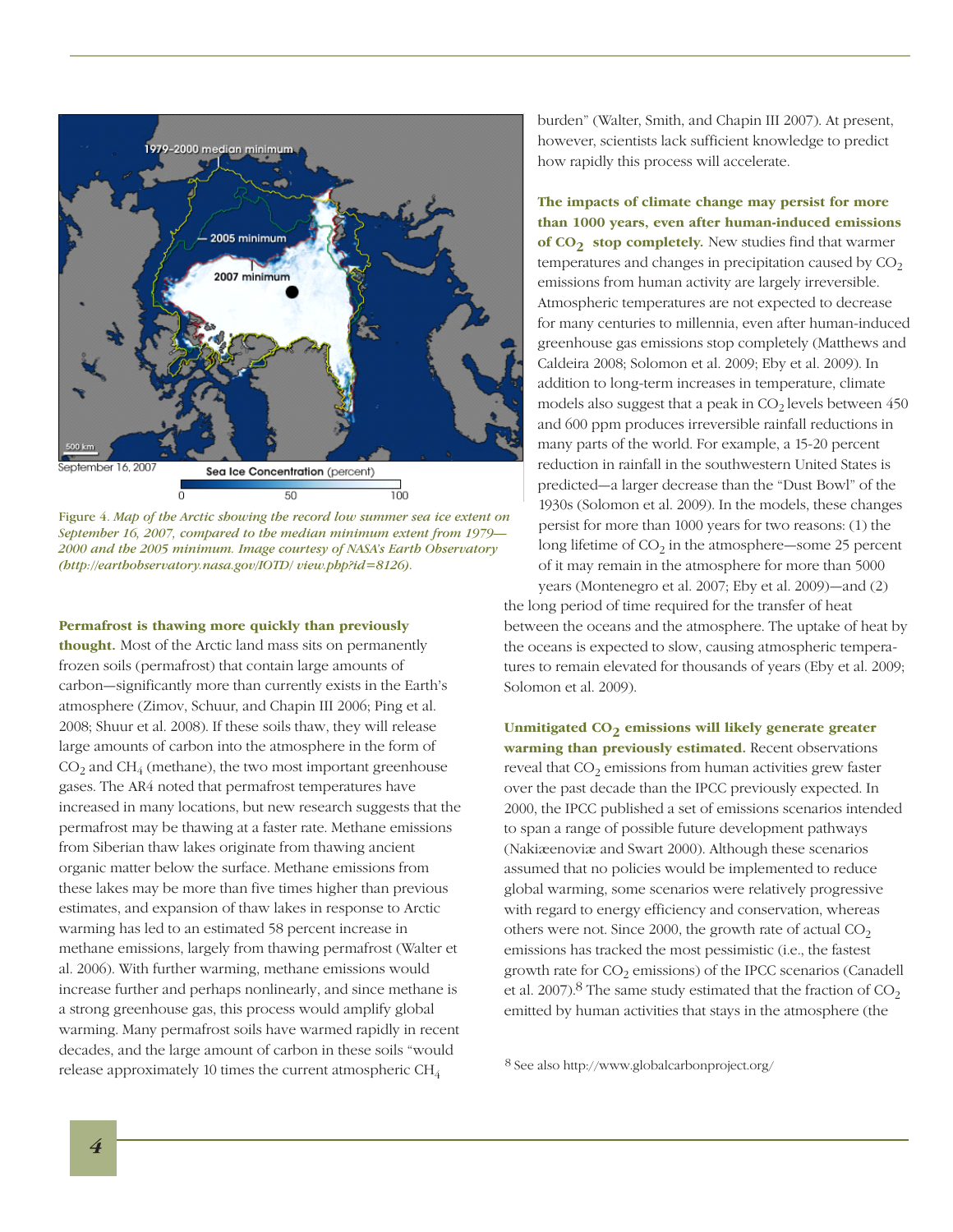1979–2000 median minimum

2005 minimum

2007 minimum

500 km

September 16, 2007

Sea Ice Concentration (percent)

0 50 100

Figure 4. *Map of the Arctic showing the record low summer sea ice extent on September 16, 2007, compared to the median minimum extent from 1979—2000 and the 2005 minimum. Image courtesy of NASA's Earth Observatory (http://earthobservatory.nasa.gov/IOTD/ view.php?id=8126).*

**Permafrost is thawing more quickly than previously thought.** Most of the Arctic land mass sits on permanently frozen soils (permafrost) that contain large amounts of carbon—significantly more than currently exists in the Earth's atmosphere (Zimov, Schuur, and Chapin III 2006; Ping et al. 2008; Shuur et al. 2008). If these soils thaw, they will release large amounts of carbon into the atmosphere in the form of $CO_2$ and $CH_4$ (methane), the two most important greenhouse gases. The AR4 noted that permafrost temperatures have increased in many locations, but new research suggests that the permafrost may be thawing at a faster rate. Methane emissions from Siberian thaw lakes originate from thawing ancient organic matter below the surface. Methane emissions from these lakes may be more than five times higher than previous estimates, and expansion of thaw lakes in response to Arctic warming has led to an estimated 58 percent increase in methane emissions, largely from thawing permafrost (Walter et al. 2006). With further warming, methane emissions would increase further and perhaps nonlinearly, and since methane is a strong greenhouse gas, this process would amplify global warming. Many permafrost soils have warmed rapidly in recent decades, and the large amount of carbon in these soils "would release approximately 10 times the current atmospheric $CH_4$ burden" (Walter, Smith, and Chapin III 2007). At present, however, scientists lack sufficient knowledge to predict how rapidly this process will accelerate.

**The impacts of climate change may persist for more than 1000 years, even after human-induced emissions of $CO_2$ stop completely.** New studies find that warmer temperatures and changes in precipitation caused by $CO_2$ emissions from human activity are largely irreversible. Atmospheric temperatures are not expected to decrease for many centuries to millennia, even after human-induced greenhouse gas emissions stop completely (Matthews and Caldeira 2008; Solomon et al. 2009; Eby et al. 2009). In addition to long-term increases in temperature, climate models also suggest that a peak in $CO_2$ levels between 450 and 600 ppm produces irreversible rainfall reductions in many parts of the world. For example, a 15-20 percent reduction in rainfall in the southwestern United States is predicted—a larger decrease than the "Dust Bowl" of the 1930s (Solomon et al. 2009). In the models, these changes persist for more than 1000 years for two reasons: (1) the long lifetime of $CO_2$ in the atmosphere—some 25 percent of it may remain in the atmosphere for more than 5000 years (Montenegro et al. 2007; Eby et al. 2009)—and (2) the long period of time required for the transfer of heat between the oceans and the atmosphere. The uptake of heat by the oceans is expected to slow, causing atmospheric temperatures to remain elevated for thousands of years (Eby et al. 2009; Solomon et al. 2009).

**Unmitigated $CO_2$ emissions will likely generate greater warming than previously estimated.** Recent observations reveal that $CO_2$ emissions from human activities grew faster over the past decade than the IPCC previously expected. In 2000, the IPCC published a set of emissions scenarios intended to span a range of possible future development pathways (Nakiæenoviæ and Swart 2000). Although these scenarios assumed that no policies would be implemented to reduce global warming, some scenarios were relatively progressive with regard to energy efficiency and conservation, whereas others were not. Since 2000, the growth rate of actual $CO_2$ emissions has tracked the most pessimistic (i.e., the fastest growth rate for $CO_2$ emissions) of the IPCC scenarios (Canadell et al. 2007).[8] The same study estimated that the fraction of $CO_2$ emitted by human activities that stays in the atmosphere (the

[8] See also http://www.globalcarbonproject.org/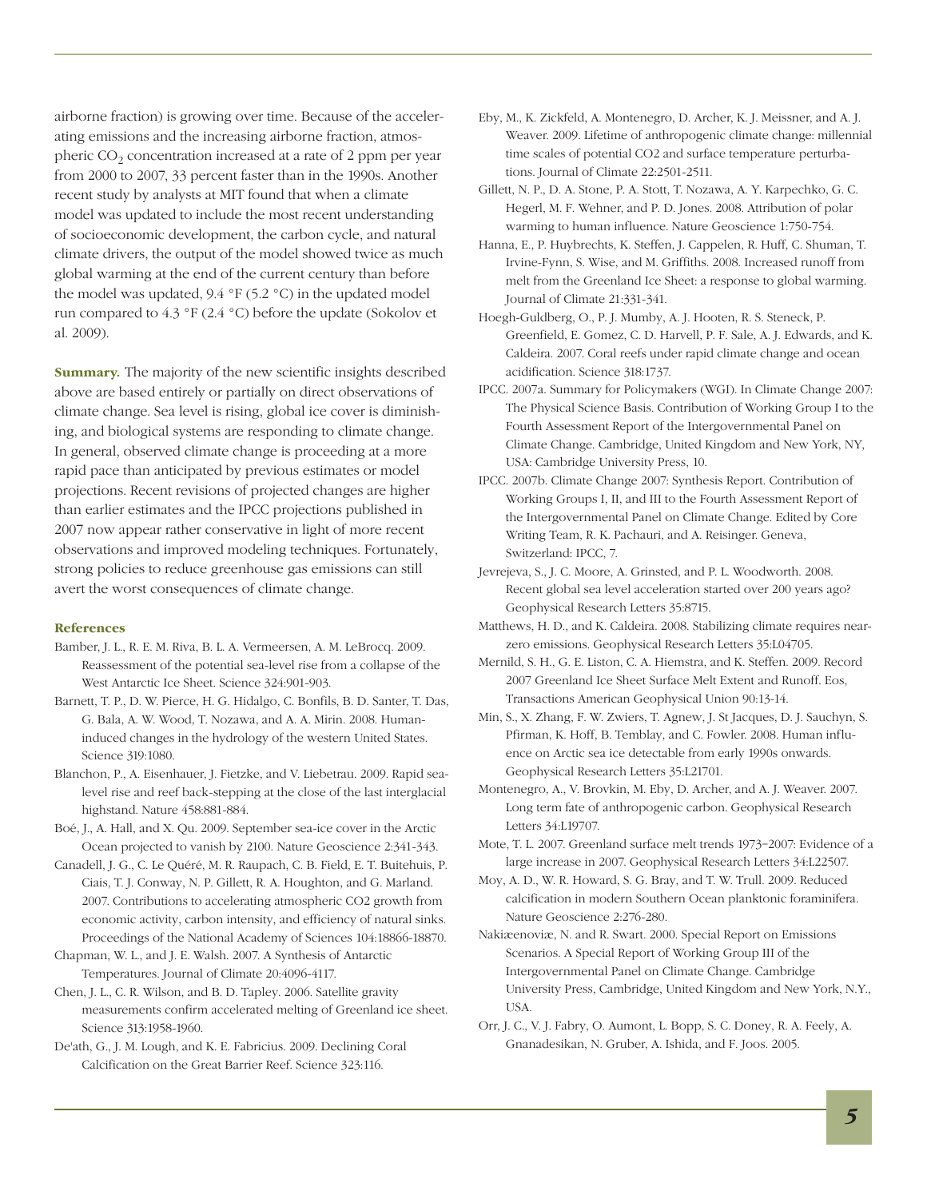airborne fraction) is growing over time. Because of the accelerating emissions and the increasing airborne fraction, atmospheric $CO_2$ concentration increased at a rate of 2 ppm per year from 2000 to 2007, 33 percent faster than in the 1990s. Another recent study by analysts at MIT found that when a climate model was updated to include the most recent understanding of socioeconomic development, the carbon cycle, and natural climate drivers, the output of the model showed twice as much global warming at the end of the current century than before the model was updated, 9.4 °F (5.2 °C) in the updated model run compared to 4.3 °F (2.4 °C) before the update (Sokolov et al. 2009).

**Summary.** The majority of the new scientific insights described above are based entirely or partially on direct observations of climate change. Sea level is rising, global ice cover is diminishing, and biological systems are responding to climate change. In general, observed climate change is proceeding at a more rapid pace than anticipated by previous estimates or model projections. Recent revisions of projected changes are higher than earlier estimates and the IPCC projections published in 2007 now appear rather conservative in light of more recent observations and improved modeling techniques. Fortunately, strong policies to reduce greenhouse gas emissions can still avert the worst consequences of climate change.

### References

Bamber, J. L., R. E. M. Riva, B. L. A. Vermeersen, A. M. LeBrocq. 2009. Reassessment of the potential sea-level rise from a collapse of the West Antarctic Ice Sheet. Science 324:901-903.

Barnett, T. P., D. W. Pierce, H. G. Hidalgo, C. Bonfils, B. D. Santer, T. Das, G. Bala, A. W. Wood, T. Nozawa, and A. A. Mirin. 2008. Human-induced changes in the hydrology of the western United States. Science 319:1080.

Blanchon, P., A. Eisenhauer, J. Fietzke, and V. Liebetrau. 2009. Rapid sea-level rise and reef back-stepping at the close of the last interglacial highstand. Nature 458:881-884.

Boé, J., A. Hall, and X. Qu. 2009. September sea-ice cover in the Arctic Ocean projected to vanish by 2100. Nature Geoscience 2:341-343.

Canadell, J. G., C. Le Quéré, M. R. Raupach, C. B. Field, E. T. Buitehuis, P. Ciais, T. J. Conway, N. P. Gillett, R. A. Houghton, and G. Marland. 2007. Contributions to accelerating atmospheric CO2 growth from economic activity, carbon intensity, and efficiency of natural sinks. Proceedings of the National Academy of Sciences 104:18866-18870.

Chapman, W. L., and J. E. Walsh. 2007. A Synthesis of Antarctic Temperatures. Journal of Climate 20:4096-4117.

Chen, J. L., C. R. Wilson, and B. D. Tapley. 2006. Satellite gravity measurements confirm accelerated melting of Greenland ice sheet. Science 313:1958-1960.

De'ath, G., J. M. Lough, and K. E. Fabricius. 2009. Declining Coral Calcification on the Great Barrier Reef. Science 323:116.

Eby, M., K. Zickfeld, A. Montenegro, D. Archer, K. J. Meissner, and A. J. Weaver. 2009. Lifetime of anthropogenic climate change: millennial time scales of potential CO2 and surface temperature perturbations. Journal of Climate 22:2501-2511.

Gillett, N. P., D. A. Stone, P. A. Stott, T. Nozawa, A. Y. Karpechko, G. C. Hegerl, M. F. Wehner, and P. D. Jones. 2008. Attribution of polar warming to human influence. Nature Geoscience 1:750-754.

Hanna, E., P. Huybrechts, K. Steffen, J. Cappelen, R. Huff, C. Shuman, T. Irvine-Fynn, S. Wise, and M. Griffiths. 2008. Increased runoff from melt from the Greenland Ice Sheet: a response to global warming. Journal of Climate 21:331-341.

Hoegh-Guldberg, O., P. J. Mumby, A. J. Hooten, R. S. Steneck, P. Greenfield, E. Gomez, C. D. Harvell, P. F. Sale, A. J. Edwards, and K. Caldeira. 2007. Coral reefs under rapid climate change and ocean acidification. Science 318:1737.

IPCC. 2007a. Summary for Policymakers (WGI). In Climate Change 2007: The Physical Science Basis. Contribution of Working Group I to the Fourth Assessment Report of the Intergovernmental Panel on Climate Change. Cambridge, United Kingdom and New York, NY, USA: Cambridge University Press, 10.

IPCC. 2007b. Climate Change 2007: Synthesis Report. Contribution of Working Groups I, II, and III to the Fourth Assessment Report of the Intergovernmental Panel on Climate Change. Edited by Core Writing Team, R. K. Pachauri, and A. Reisinger. Geneva, Switzerland: IPCC, 7.

Jevrejeva, S., J. C. Moore, A. Grinsted, and P. L. Woodworth. 2008. Recent global sea level acceleration started over 200 years ago? Geophysical Research Letters 35:8715.

Matthews, H. D., and K. Caldeira. 2008. Stabilizing climate requires near-zero emissions. Geophysical Research Letters 35:L04705.

Mernild, S. H., G. E. Liston, C. A. Hiemstra, and K. Steffen. 2009. Record 2007 Greenland Ice Sheet Surface Melt Extent and Runoff. Eos, Transactions American Geophysical Union 90:13-14.

Min, S., X. Zhang, F. W. Zwiers, T. Agnew, J. St Jacques, D. J. Sauchyn, S. Pfirman, K. Hoff, B. Temblay, and C. Fowler. 2008. Human influence on Arctic sea ice detectable from early 1990s onwards. Geophysical Research Letters 35:L21701.

Montenegro, A., V. Brovkin, M. Eby, D. Archer, and A. J. Weaver. 2007. Long term fate of anthropogenic carbon. Geophysical Research Letters 34:L19707.

Mote, T. L. 2007. Greenland surface melt trends 1973–2007: Evidence of a large increase in 2007. Geophysical Research Letters 34:L22507.

Moy, A. D., W. R. Howard, S. G. Bray, and T. W. Trull. 2009. Reduced calcification in modern Southern Ocean planktonic foraminifera. Nature Geoscience 2:276-280.

Nakiæenoviæ, N. and R. Swart. 2000. Special Report on Emissions Scenarios. A Special Report of Working Group III of the Intergovernmental Panel on Climate Change. Cambridge University Press, Cambridge, United Kingdom and New York, N.Y., USA.

Orr, J. C., V. J. Fabry, O. Aumont, L. Bopp, S. C. Doney, R. A. Feely, A. Gnanadesikan, N. Gruber, A. Ishida, and F. Joos. 2005.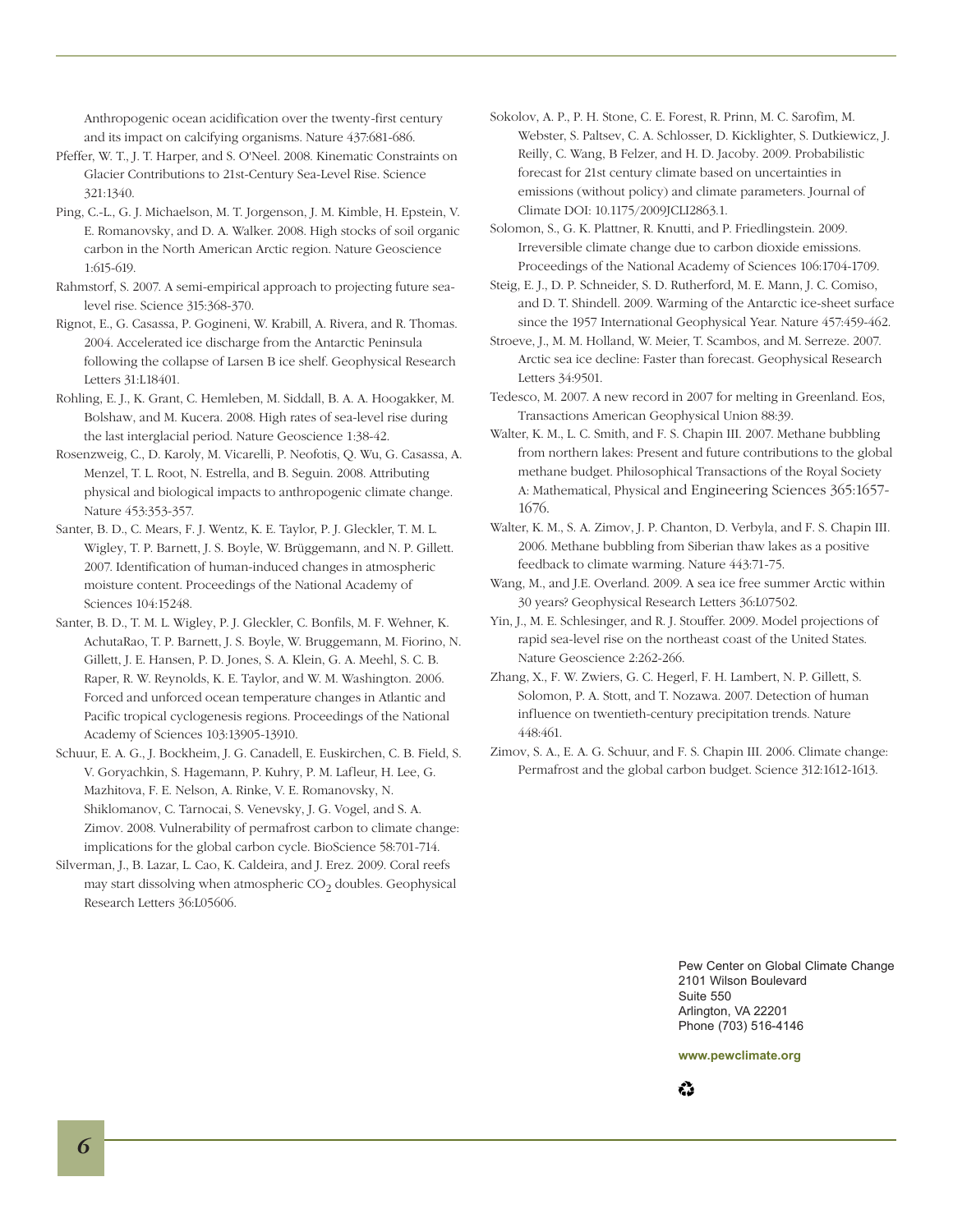Anthropogenic ocean acidification over the twenty-first century and its impact on calcifying organisms. Nature 437:681-686.

Pfeffer, W. T., J. T. Harper, and S. O'Neel. 2008. Kinematic Constraints on Glacier Contributions to 21st-Century Sea-Level Rise. Science 321:1340.

Ping, C.-L., G. J. Michaelson, M. T. Jorgenson, J. M. Kimble, H. Epstein, V. E. Romanovsky, and D. A. Walker. 2008. High stocks of soil organic carbon in the North American Arctic region. Nature Geoscience 1:615-619.

Rahmstorf, S. 2007. A semi-empirical approach to projecting future sea-level rise. Science 315:368-370.

Rignot, E., G. Casassa, P. Gogineni, W. Krabill, A. Rivera, and R. Thomas. 2004. Accelerated ice discharge from the Antarctic Peninsula following the collapse of Larsen B ice shelf. Geophysical Research Letters 31:L18401.

Rohling, E. J., K. Grant, C. Hemleben, M. Siddall, B. A. A. Hoogakker, M. Bolshaw, and M. Kucera. 2008. High rates of sea-level rise during the last interglacial period. Nature Geoscience 1:38-42.

Rosenzweig, C., D. Karoly, M. Vicarelli, P. Neofotis, Q. Wu, G. Casassa, A. Menzel, T. L. Root, N. Estrella, and B. Seguin. 2008. Attributing physical and biological impacts to anthropogenic climate change. Nature 453:353-357.

Santer, B. D., C. Mears, F. J. Wentz, K. E. Taylor, P. J. Gleckler, T. M. L. Wigley, T. P. Barnett, J. S. Boyle, W. Brüggemann, and N. P. Gillett. 2007. Identification of human-induced changes in atmospheric moisture content. Proceedings of the National Academy of Sciences 104:15248.

Santer, B. D., T. M. L. Wigley, P. J. Gleckler, C. Bonfils, M. F. Wehner, K. AchutaRao, T. P. Barnett, J. S. Boyle, W. Bruggemann, M. Fiorino, N. Gillett, J. E. Hansen, P. D. Jones, S. A. Klein, G. A. Meehl, S. C. B. Raper, R. W. Reynolds, K. E. Taylor, and W. M. Washington. 2006. Forced and unforced ocean temperature changes in Atlantic and Pacific tropical cyclogenesis regions. Proceedings of the National Academy of Sciences 103:13905-13910.

Schuur, E. A. G., J. Bockheim, J. G. Canadell, E. Euskirchen, C. B. Field, S. V. Goryachkin, S. Hagemann, P. Kuhry, P. M. Lafleur, H. Lee, G. Mazhitova, F. E. Nelson, A. Rinke, V. E. Romanovsky, N. Shiklomanov, C. Tarnocai, S. Venevsky, J. G. Vogel, and S. A. Zimov. 2008. Vulnerability of permafrost carbon to climate change: implications for the global carbon cycle. BioScience 58:701-714.

Silverman, J., B. Lazar, L. Cao, K. Caldeira, and J. Erez. 2009. Coral reefs may start dissolving when atmospheric $CO_2$ doubles. Geophysical Research Letters 36:L05606.

Sokolov, A. P., P. H. Stone, C. E. Forest, R. Prinn, M. C. Sarofim, M. Webster, S. Paltsev, C. A. Schlosser, D. Kicklighter, S. Dutkiewicz, J. Reilly, C. Wang, B Felzer, and H. D. Jacoby. 2009. Probabilistic forecast for 21st century climate based on uncertainties in emissions (without policy) and climate parameters. Journal of Climate DOI: 10.1175/2009JCLI2863.1.

Solomon, S., G. K. Plattner, R. Knutti, and P. Friedlingstein. 2009. Irreversible climate change due to carbon dioxide emissions. Proceedings of the National Academy of Sciences 106:1704-1709.

Steig, E. J., D. P. Schneider, S. D. Rutherford, M. E. Mann, J. C. Comiso, and D. T. Shindell. 2009. Warming of the Antarctic ice-sheet surface since the 1957 International Geophysical Year. Nature 457:459-462.

Stroeve, J., M. M. Holland, W. Meier, T. Scambos, and M. Serreze. 2007. Arctic sea ice decline: Faster than forecast. Geophysical Research Letters 34:9501.

Tedesco, M. 2007. A new record in 2007 for melting in Greenland. Eos, Transactions American Geophysical Union 88:39.

Walter, K. M., L. C. Smith, and F. S. Chapin III. 2007. Methane bubbling from northern lakes: Present and future contributions to the global methane budget. Philosophical Transactions of the Royal Society A: Mathematical, Physical and Engineering Sciences 365:1657-1676.

Walter, K. M., S. A. Zimov, J. P. Chanton, D. Verbyla, and F. S. Chapin III. 2006. Methane bubbling from Siberian thaw lakes as a positive feedback to climate warming. Nature 443:71-75.

Wang, M., and J.E. Overland. 2009. A sea ice free summer Arctic within 30 years? Geophysical Research Letters 36:L07502.

Yin, J., M. E. Schlesinger, and R. J. Stouffer. 2009. Model projections of rapid sea-level rise on the northeast coast of the United States. Nature Geoscience 2:262-266.

Zhang, X., F. W. Zwiers, G. C. Hegerl, F. H. Lambert, N. P. Gillett, S. Solomon, P. A. Stott, and T. Nozawa. 2007. Detection of human influence on twentieth-century precipitation trends. Nature 448:461.

Zimov, S. A., E. A. G. Schuur, and F. S. Chapin III. 2006. Climate change: Permafrost and the global carbon budget. Science 312:1612-1613.

Pew Center on Global Climate Change
2101 Wilson Boulevard
Suite 550
Arlington, VA 22201
Phone (703) 516-4146

**www.pewclimate.org**